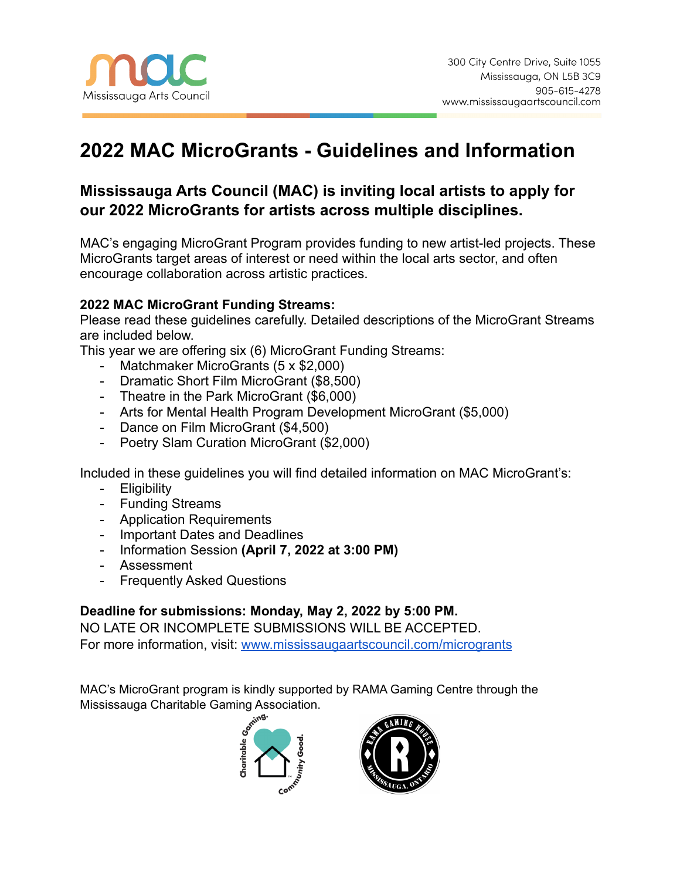Mississauga Arts Council

300 City Centre Drive, Suite 1055
Mississauga, ON L5B 3C9
905-615-4278
www.mississaugaartscouncil.com

# 2022 MAC MicroGrants - Guidelines and Information

## Mississauga Arts Council (MAC) is inviting local artists to apply for our 2022 MicroGrants for artists across multiple disciplines.

MAC's engaging MicroGrant Program provides funding to new artist-led projects. These MicroGrants target areas of interest or need within the local arts sector, and often encourage collaboration across artistic practices.

**2022 MAC MicroGrant Funding Streams:**
Please read these guidelines carefully. Detailed descriptions of the MicroGrant Streams are included below.
This year we are offering six (6) MicroGrant Funding Streams:

- Matchmaker MicroGrants (5 x $2,000)
- Dramatic Short Film MicroGrant ($8,500)
- Theatre in the Park MicroGrant ($6,000)
- Arts for Mental Health Program Development MicroGrant ($5,000)
- Dance on Film MicroGrant ($4,500)
- Poetry Slam Curation MicroGrant ($2,000)

Included in these guidelines you will find detailed information on MAC MicroGrant's:

- Eligibility
- Funding Streams
- Application Requirements
- Important Dates and Deadlines
- Information Session **(April 7, 2022 at 3:00 PM)**
- Assessment
- Frequently Asked Questions

**Deadline for submissions: Monday, May 2, 2022 by 5:00 PM.**
NO LATE OR INCOMPLETE SUBMISSIONS WILL BE ACCEPTED.
For more information, visit: [www.mississaugaartscouncil.com/microgranst](www.mississaugaartscouncil.com/micrograants)

MAC's MicroGrant program is kindly supported by RAMA Gaming Centre through the Mississauga Charitable Gaming Association.

Mississauga Arts Council

300 City Centre Drive, Suite 1055
Mississauga, ON L5B 3C9
905-615-4278
www.mississaugaartscouncil.com

# 2022 MAC MicroGrants - Guidelines and Information

## Mississauga Arts Council (MAC) is inviting local artists to apply for our 2022 MicroGrants for artists across multiple disciplines.

MAC's engaging MicroGrant Program provides funding to new artist-led projects. These MicroGrants target areas of interest or need within the local arts sector, and often encourage collaboration across artistic practices.

**2022 MAC MicroGrant Funding Streams:**
Please read these guidelines carefully. Detailed descriptions of the MicroGrant Streams are included below.
This year we are offering six (6) MicroGrant Funding Streams:

- Matchmaker MicroGrants (5 x $2,000)
- Dramatic Short Film MicroGrant ($8,500)
- Theatre in the Park MicroGrant ($6,000)
- Arts for Mental Health Program Development MicroGrant ($5,000)
- Dance on Film MicroGrant ($4,500)
- Poetry Slam Curation MicroGrant ($2,000)

Included in these guidelines you will find detailed information on MAC MicroGrant's:

- Eligibility
- Funding Streams
- Application Requirements
- Important Dates and Deadlines
- Information Session **(April 7, 2022 at 3:00 PM)**
- Assessment
- Frequently Asked Questions

**Deadline for submissions: Monday, May 2, 2022 by 5:00 PM.**
NO LATE OR INCOMPLETE SUBMISSIONS WILL BE ACCEPTED.
For more information, visit: www.mississaugaartscouncil.com/micrograntsnts

MAC's MicroGrant program is kindly supported by RAMA Gaming Centre through the Mississauga Charitable Gaming Association.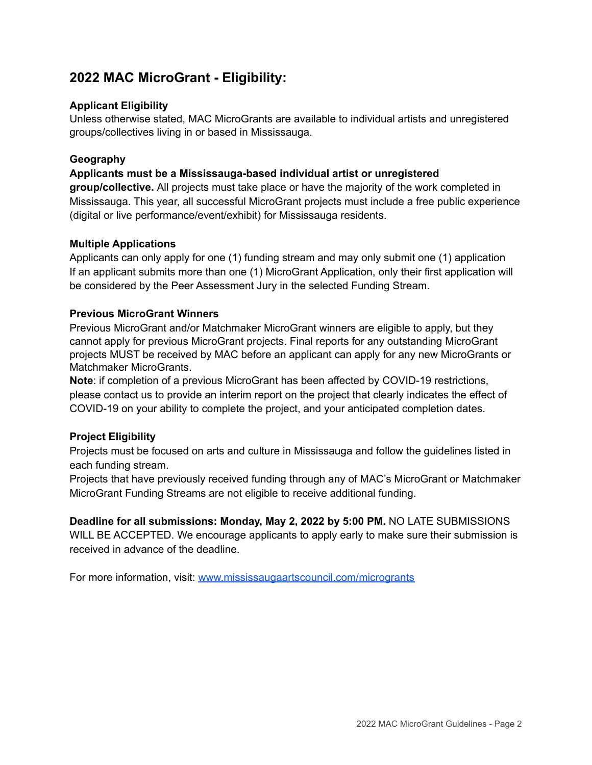## 2022 MAC MicroGrant - Eligibility:

**Applicant Eligibility**

Unless otherwise stated, MAC MicroGrants are available to individual artists and unregistered groups/collectives living in or based in Mississauga.

**Geography**

**Applicants must be a Mississauga-based individual artist or unregistered group/collective.** All projects must take place or have the majority of the work completed in Mississauga. This year, all successful MicroGrant projects must include a free public experience (digital or live performance/event/exhibit) for Mississauga residents.

**Multiple Applications**

Applicants can only apply for one (1) funding stream and may only submit one (1) application
If an applicant submits more than one (1) MicroGrant Application, only their first application will be considered by the Peer Assessment Jury in the selected Funding Stream.

**Previous MicroGrant Winners**

Previous MicroGrant and/or Matchmaker MicroGrant winners are eligible to apply, but they cannot apply for previous MicroGrant projects. Final reports for any outstanding MicroGrant projects MUST be received by MAC before an applicant can apply for any new MicroGrants or Matchmaker MicroGrants.

**Note**: if completion of a previous MicroGrant has been affected by COVID-19 restrictions, please contact us to provide an interim report on the project that clearly indicates the effect of COVID-19 on your ability to complete the project, and your anticipated completion dates.

**Project Eligibility**

Projects must be focused on arts and culture in Mississauga and follow the guidelines listed in each funding stream.
Projects that have previously received funding through any of MAC's MicroGrant or Matchmaker MicroGrant Funding Streams are not eligible to receive additional funding.

**Deadline for all submissions: Monday, May 2, 2022 by 5:00 PM.** NO LATE SUBMISSIONS WILL BE ACCEPTED. We encourage applicants to apply early to make sure their submission is received in advance of the deadline.

For more information, visit: [www.mississaugaartscouncil.com/micrograints](www.mississaugaartscouncil.com/micrograints)

## 2022 MAC MicroGrant - Eligibility:

**Applicant Eligibility**

Unless otherwise stated, MAC MicroGrants are available to individual artists and unregistered groups/collectives living in or based in Mississauga.

**Geography**

**Applicants must be a Mississauga-based individual artist or unregistered group/collective.** All projects must take place or have the majority of the work completed in Mississauga. This year, all successful MicroGrant projects must include a free public experience (digital or live performance/event/exhibit) for Mississauga residents.

**Multiple Applications**

Applicants can only apply for one (1) funding stream and may only submit one (1) application
If an applicant submits more than one (1) MicroGrant Application, only their first application will be considered by the Peer Assessment Jury in the selected Funding Stream.

**Previous MicroGrant Winners**

Previous MicroGrant and/or Matchmaker MicroGrant winners are eligible to apply, but they cannot apply for previous MicroGrant projects. Final reports for any outstanding MicroGrant projects MUST be received by MAC before an applicant can apply for any new MicroGrants or Matchmaker MicroGrants.

**Note**: if completion of a previous MicroGrant has been affected by COVID-19 restrictions, please contact us to provide an interim report on the project that clearly indicates the effect of COVID-19 on your ability to complete the project, and your anticipated completion dates.

**Project Eligibility**

Projects must be focused on arts and culture in Mississauga and follow the guidelines listed in each funding stream.
Projects that have previously received funding through any of MAC's MicroGrant or Matchmaker MicroGrant Funding Streams are not eligible to receive additional funding.

**Deadline for all submissions: Monday, May 2, 2022 by 5:00 PM.** NO LATE SUBMISSIONS WILL BE ACCEPTED. We encourage applicants to apply early to make sure their submission is received in advance of the deadline.

For more information, visit: [www.mississaugaartscouncil.com/microgrants](www.mississaugaartscouncil.com/microgrants)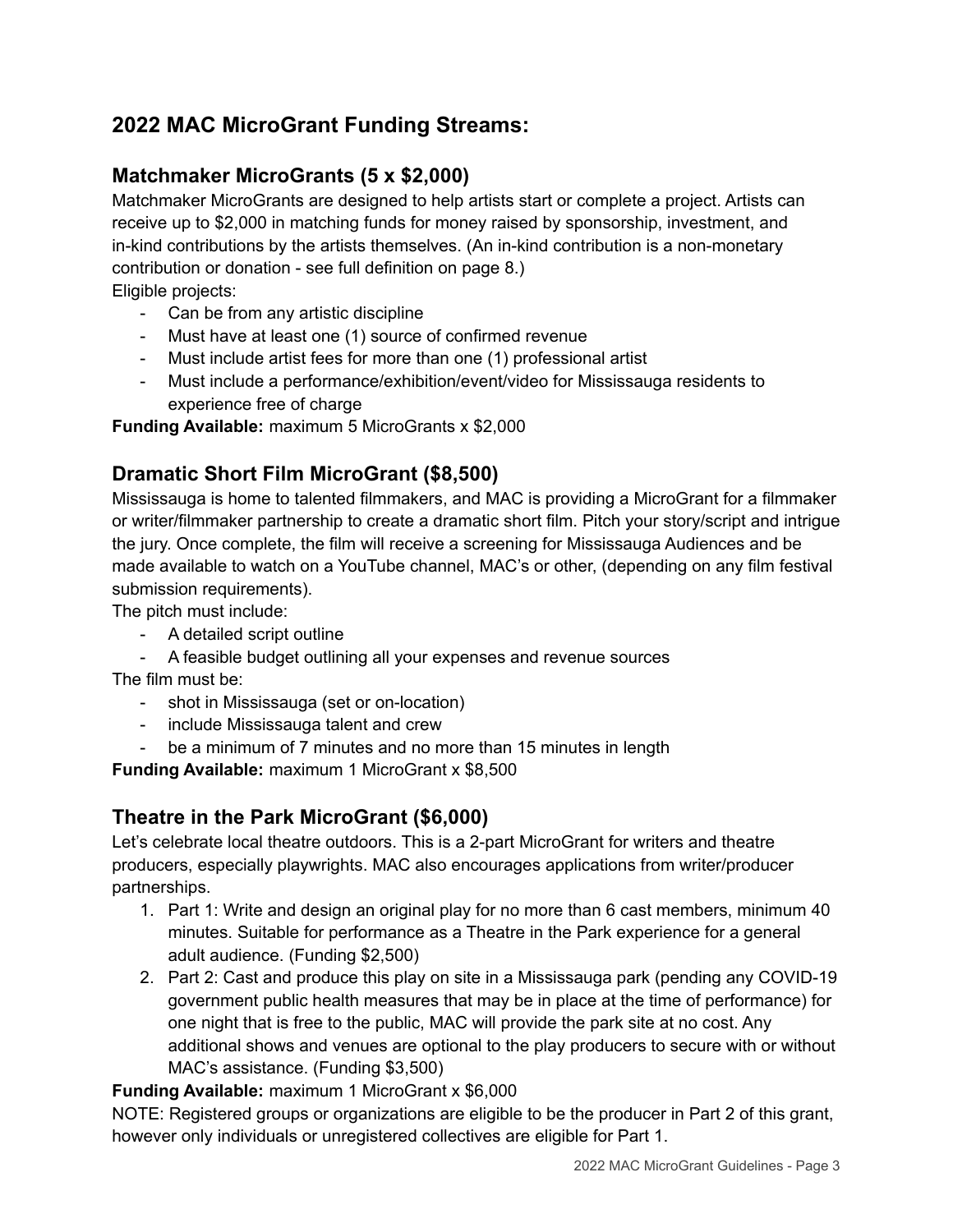## 2022 MAC MicroGrant Funding Streams:

### Matchmaker MicroGrants (5 x $2,000)

Matchmaker MicroGrants are designed to help artists start or complete a project. Artists can receive up to $2,000 in matching funds for money raised by sponsorship, investment, and in-kind contributions by the artists themselves. (An in-kind contribution is a non-monetary contribution or donation - see full definition on page 8.)

Eligible projects:

- Can be from any artistic discipline
- Must have at least one (1) source of confirmed revenue
- Must include artist fees for more than one (1) professional artist
- Must include a performance/exhibition/event/video for Mississauga residents to experience free of charge

**Funding Available:** maximum 5 MicroGrants x $2,000

### Dramatic Short Film MicroGrant ($8,500)

Mississauga is home to talented filmmakers, and MAC is providing a MicroGrant for a filmmaker or writer/filmmaker partnership to create a dramatic short film. Pitch your story/script and intrigue the jury. Once complete, the film will receive a screening for Mississauga Audiences and be made available to watch on a YouTube channel, MAC's or other, (depending on any film festival submission requirements).

The pitch must include:

- A detailed script outline
- A feasible budget outlining all your expenses and revenue sources

The film must be:

- shot in Mississauga (set or on-location)
- include Mississauga talent and crew
- be a minimum of 7 minutes and no more than 15 minutes in length

**Funding Available:** maximum 1 MicroGrant x $8,500

### Theatre in the Park MicroGrant ($6,000)

Let's celebrate local theatre outdoors. This is a 2-part MicroGrant for writers and theatre producers, especially playwrights. MAC also encourages applications from writer/producer partnerships.

1. Part 1: Write and design an original play for no more than 6 cast members, minimum 40 minutes. Suitable for performance as a Theatre in the Park experience for a general adult audience. (Funding $2,500)
2. Part 2: Cast and produce this play on site in a Mississauga park (pending any COVID-19 government public health measures that may be in place at the time of performance) for one night that is free to the public, MAC will provide the park site at no cost. Any additional shows and venues are optional to the play producers to secure with or without MAC's assistance. (Funding $3,500)

**Funding Available:** maximum 1 MicroGrant x $6,000

NOTE: Registered groups or organizations are eligible to be the producer in Part 2 of this grant, however only individuals or unregistered collectives are eligible for Part 1.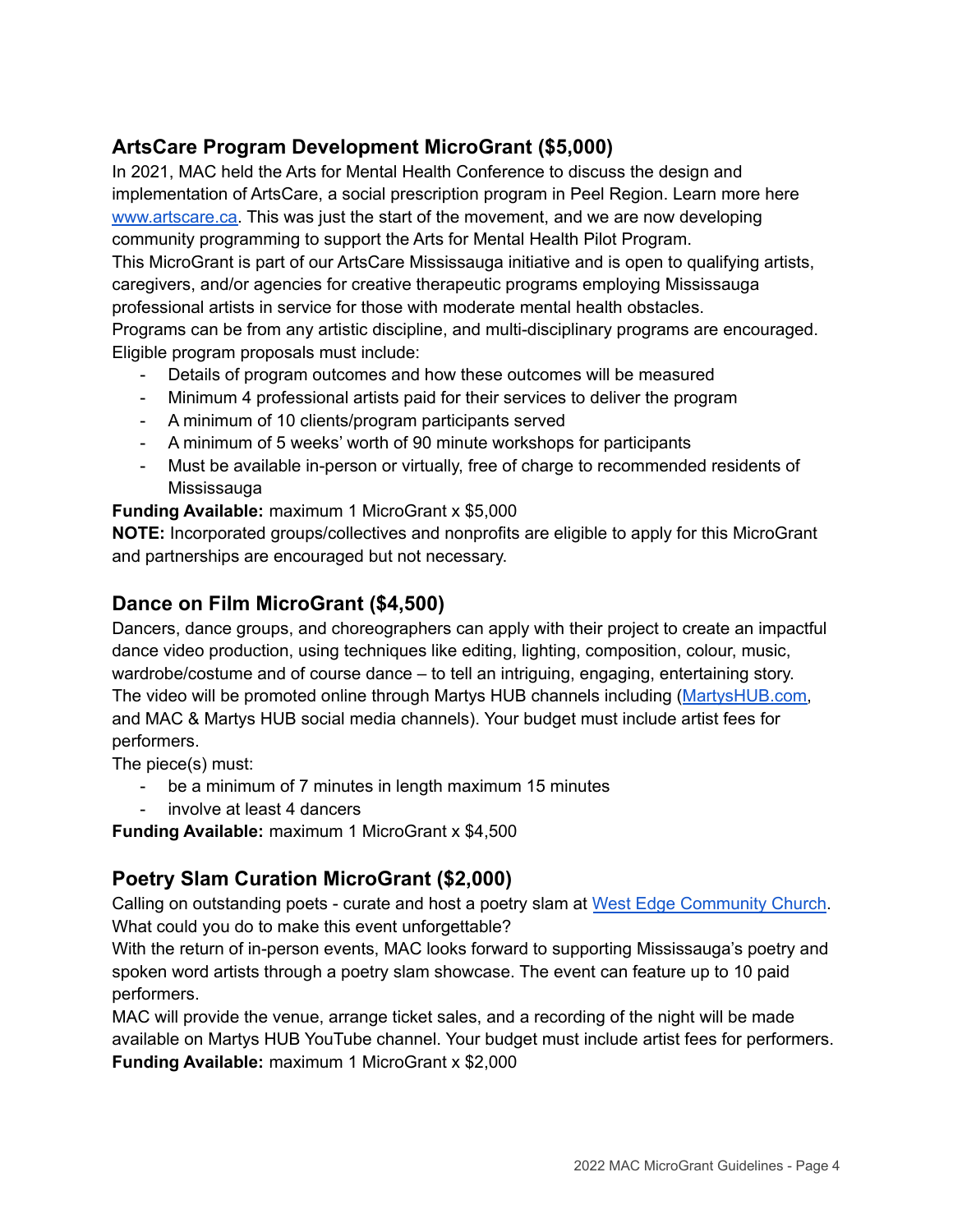## ArtsCare Program Development MicroGrant ($5,000)

In 2021, MAC held the Arts for Mental Health Conference to discuss the design and implementation of ArtsCare, a social prescription program in Peel Region. Learn more here [www.artscare.ca](www.artscare.ca). This was just the start of the movement, and we are now developing community programming to support the Arts for Mental Health Pilot Program.

This MicroGrant is part of our ArtsCare Mississauga initiative and is open to qualifying artists, caregivers, and/or agencies for creative therapeutic programs employing Mississauga professional artists in service for those with moderate mental health obstacles.

Programs can be from any artistic discipline, and multi-disciplinary programs are encouraged.

Eligible program proposals must include:

- Details of program outcomes and how these outcomes will be measured
- Minimum 4 professional artists paid for their services to deliver the program
- A minimum of 10 clients/program participants served
- A minimum of 5 weeks' worth of 90 minute workshops for participants
- Must be available in-person or virtually, free of charge to recommended residents of Mississauga

**Funding Available:** maximum 1 MicroGrant x $5,000

**NOTE:** Incorporated groups/collectives and nonprofits are eligible to apply for this MicroGrant and partnerships are encouraged but not necessary.

## Dance on Film MicroGrant ($4,500)

Dancers, dance groups, and choreographers can apply with their project to create an impactful dance video production, using techniques like editing, lighting, composition, colour, music, wardrobe/costume and of course dance – to tell an intriguing, engaging, entertaining story. The video will be promoted online through Martys HUB channels including ([MartysHUB.com](MartysHUB.com), and MAC & Martys HUB social media channels). Your budget must include artist fees for performers.

The piece(s) must:

- be a minimum of 7 minutes in length maximum 15 minutes
- involve at least 4 dancers

**Funding Available:** maximum 1 MicroGrant x $4,500

## Poetry Slam Curation MicroGrant ($2,000)

Calling on outstanding poets - curate and host a poetry slam at West Edge Community Church. What could you do to make this event unforgettable?

With the return of in-person events, MAC looks forward to supporting Mississauga's poetry and spoken word artists through a poetry slam showcase. The event can feature up to 10 paid performers.

MAC will provide the venue, arrange ticket sales, and a recording of the night will be made available on Martys HUB YouTube channel. Your budget must include artist fees for performers.

**Funding Available:** maximum 1 MicroGrant x $2,000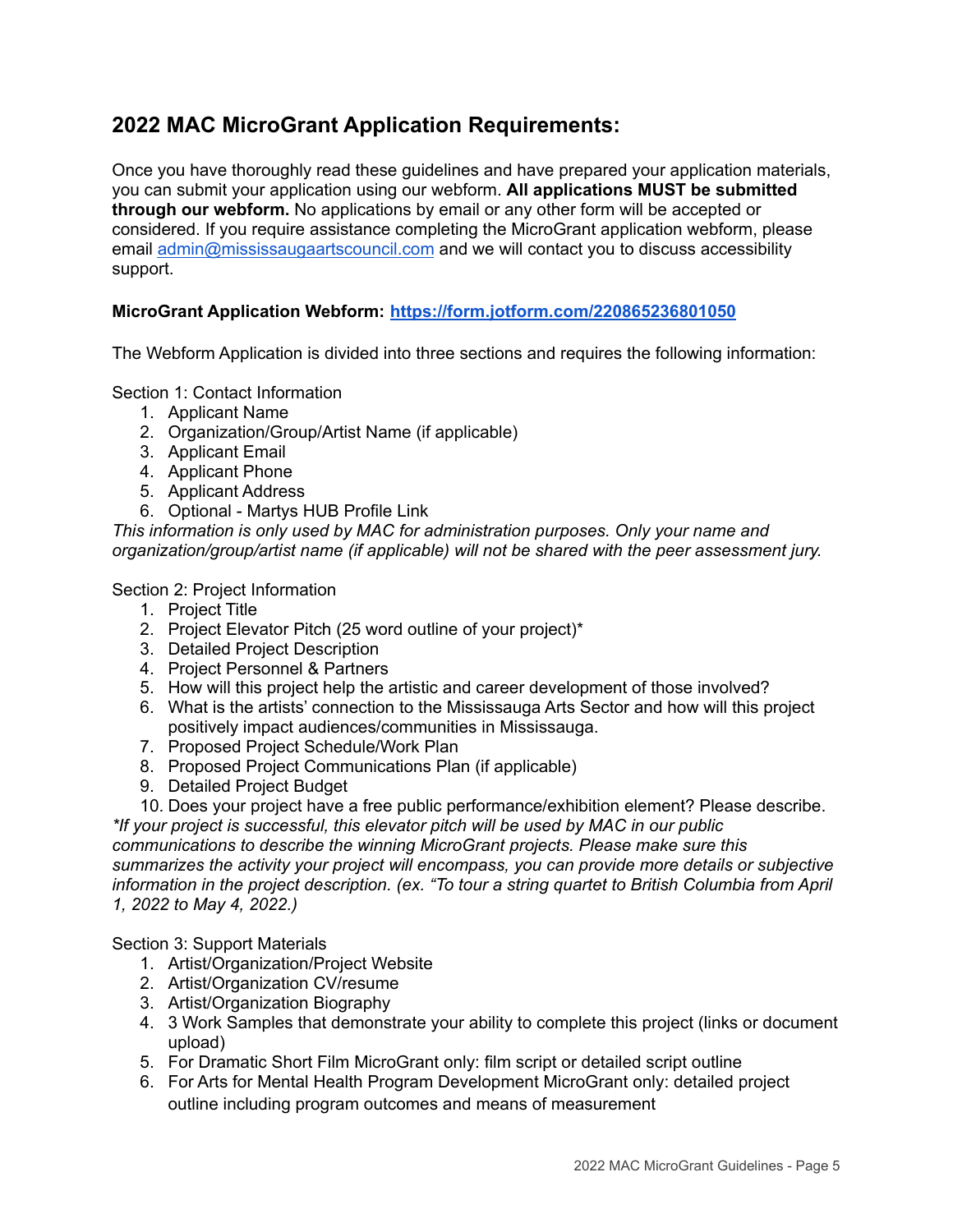## 2022 MAC MicroGrant Application Requirements:

Once you have thoroughly read these guidelines and have prepared your application materials, you can submit your application using our webform. **All applications MUST be submitted through our webform.** No applications by email or any other form will be accepted or considered. If you require assistance completing the MicroGrant application webform, please email [admin@mississaugaartscouncil.com](mailto:admin@mississaugaartscouncil.com) and we will contact you to discuss accessibility support.

**MicroGrant Application Webform: [https://form.jotform.com/220865236801050](https://form.jotform.com/220865236801050)**

The Webform Application is divided into three sections and requires the following information:

Section 1: Contact Information

1. Applicant Name
2. Organization/Group/Artist Name (if applicable)
3. Applicant Email
4. Applicant Phone
5. Applicant Address
6. Optional - Martys HUB Profile Link

*This information is only used by MAC for administration purposes. Only your name and organization/group/artist name (if applicable) will not be shared with the peer assessment jury.*

Section 2: Project Information

1. Project Title
2. Project Elevator Pitch (25 word outline of your project)*
3. Detailed Project Description
4. Project Personnel & Partners
5. How will this project help the artistic and career development of those involved?
6. What is the artists' connection to the Mississauga Arts Sector and how will this project positively impact audiences/communities in Mississauga.
7. Proposed Project Schedule/Work Plan
8. Proposed Project Communications Plan (if applicable)
9. Detailed Project Budget
10. Does your project have a free public performance/exhibition element? Please describe.

*\*If your project is successful, this elevator pitch will be used by MAC in our public communications to describe the winning MicroGrant projects. Please make sure this summarizes the activity your project will encompass, you can provide more details or subjective information in the project description. (ex. "To tour a string quartet to British Columbia from April 1, 2022 to May 4, 2022.)*

Section 3: Support Materials

1. Artist/Organization/Project Website
2. Artist/Organization CV/resume
3. Artist/Organization Biography
4. 3 Work Samples that demonstrate your ability to complete this project (links or document upload)
5. For Dramatic Short Film MicroGrant only: film script or detailed script outline
6. For Arts for Mental Health Program Development MicroGrant only: detailed project outline including program outcomes and means of measurement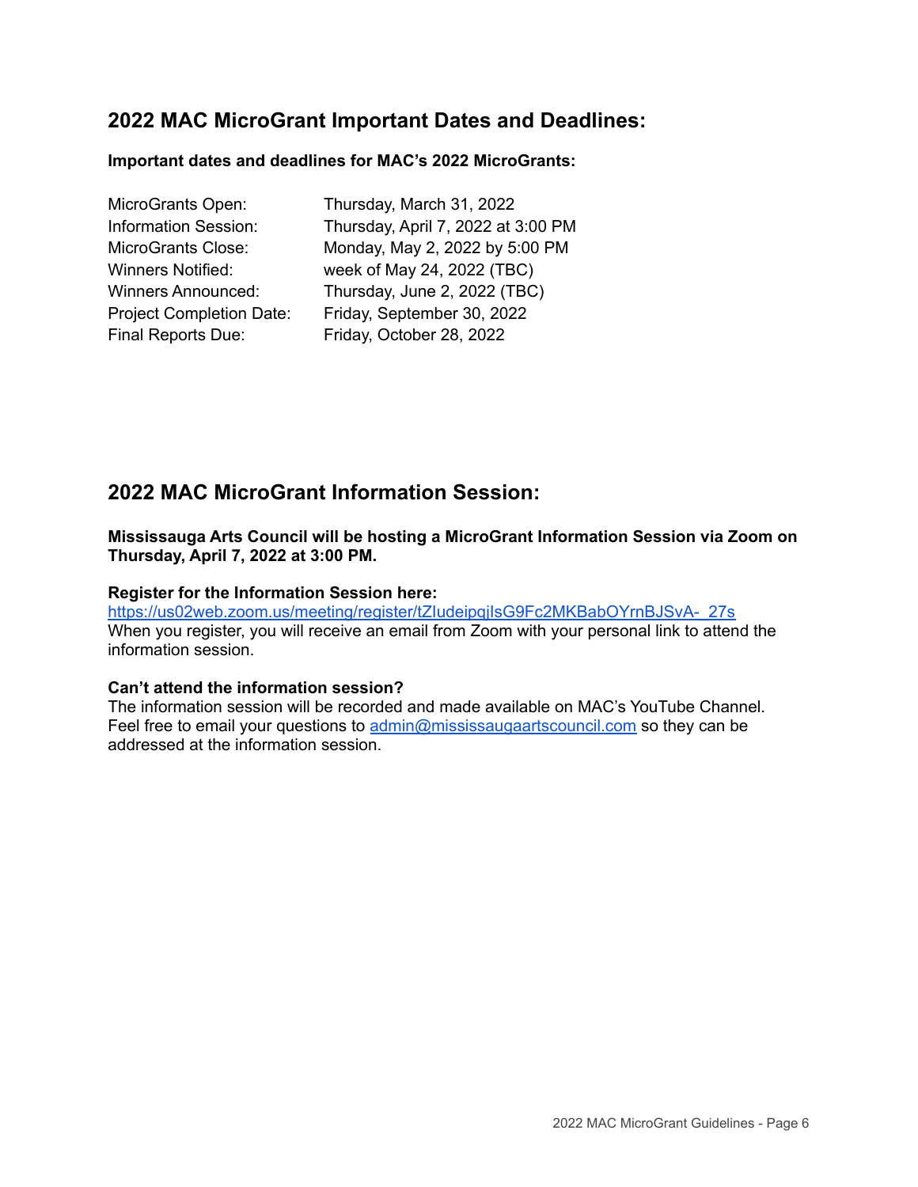## 2022 MAC MicroGrant Important Dates and Deadlines:

**Important dates and deadlines for MAC's 2022 MicroGrants:**

| | |
|---|---|
| MicroGrants Open: | Thursday, March 31, 2022 |
| Information Session: | Thursday, April 7, 2022 at 3:00 PM |
| MicroGrants Close: | Monday, May 2, 2022 by 5:00 PM |
| Winners Notified: | week of May 24, 2022 (TBC) |
| Winners Announced: | Thursday, June 2, 2022 (TBC) |
| Project Completion Date: | Friday, September 30, 2022 |
| Final Reports Due: | Friday, October 28, 2022 |

## 2022 MAC MicroGrant Information Session:

**Mississauga Arts Council will be hosting a MicroGrant Information Session via Zoom on Thursday, April 7, 2022 at 3:00 PM.**

**Register for the Information Session here:**
https://us02web.zoom.us/meeting/register/tZIudeipqjIsG9Fc2MKBabOYrnBJSvA-_27s
When you register, you will receive an email from Zoom with your personal link to attend the information session.

**Can't attend the information session?**
The information session will be recorded and made available on MAC's YouTube Channel. Feel free to email your questions to admin@mississaugaartscouncil.com so they can be addressed at the information session.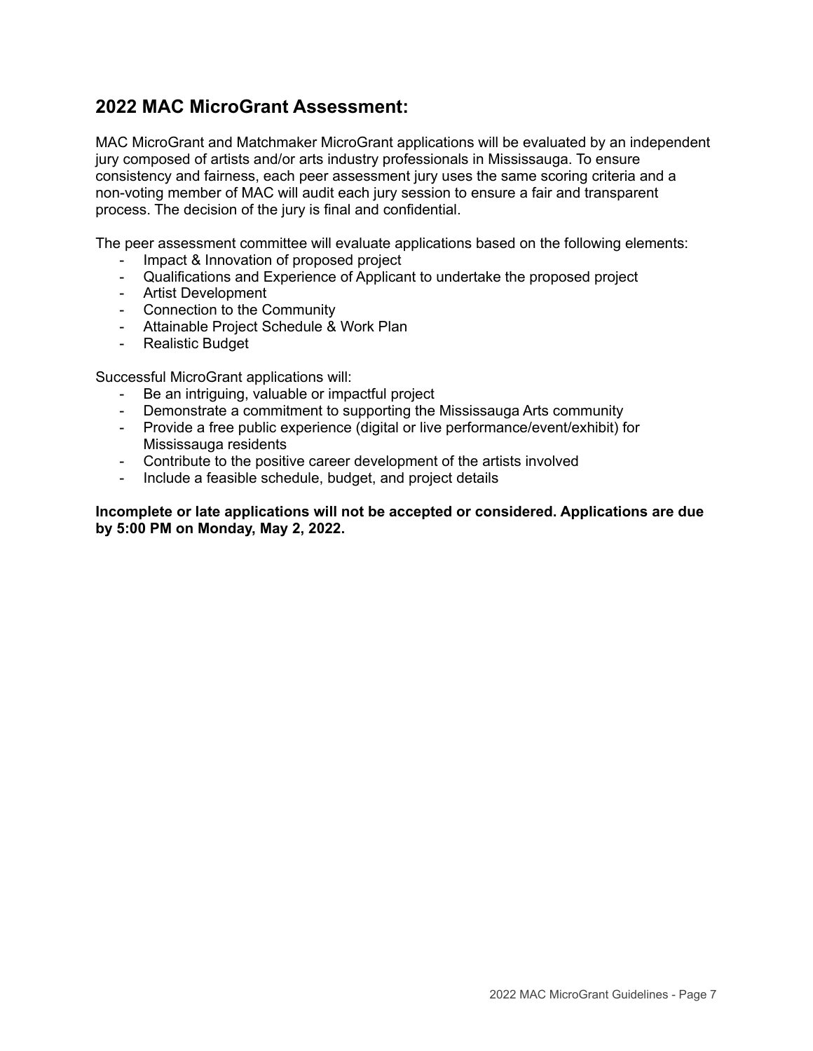## 2022 MAC MicroGrant Assessment:

MAC MicroGrant and Matchmaker MicroGrant applications will be evaluated by an independent jury composed of artists and/or arts industry professionals in Mississauga. To ensure consistency and fairness, each peer assessment jury uses the same scoring criteria and a non-voting member of MAC will audit each jury session to ensure a fair and transparent process. The decision of the jury is final and confidential.

The peer assessment committee will evaluate applications based on the following elements:

- Impact & Innovation of proposed project
- Qualifications and Experience of Applicant to undertake the proposed project
- Artist Development
- Connection to the Community
- Attainable Project Schedule & Work Plan
- Realistic Budget

Successful MicroGrant applications will:

- Be an intriguing, valuable or impactful project
- Demonstrate a commitment to supporting the Mississauga Arts community
- Provide a free public experience (digital or live performance/event/exhibit) for Mississauga residents
- Contribute to the positive career development of the artists involved
- Include a feasible schedule, budget, and project details

**Incomplete or late applications will not be accepted or considered. Applications are due by 5:00 PM on Monday, May 2, 2022.**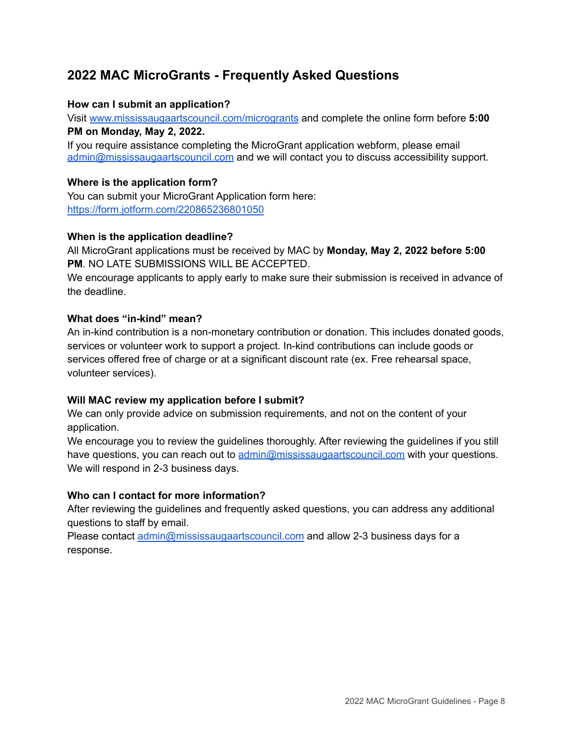## 2022 MAC MicroGrants - Frequently Asked Questions

**How can I submit an application?**

Visit [www.mississaugaartscouncil.com/microgrants](www.mississaugaartscouncil.com/micrograns) and complete the online form before **5:00 PM on Monday, May 2, 2022.**

If you require assistance completing the MicroGrant application webform, please email admin@mississaugaartscouncil.com and we will contact you to discuss accessibility support.

**Where is the application form?**

You can submit your MicroGrant Application form here:
https://form.jotform.com/220865236801050

**When is the application deadline?**

All MicroGrant applications must be received by MAC by **Monday, May 2, 2022 before 5:00 PM**. NO LATE SUBMISSIONS WILL BE ACCEPTED.

We encourage applicants to apply early to make sure their submission is received in advance of the deadline.

**What does "in-kind" mean?**

An in-kind contribution is a non-monetary contribution or donation. This includes donated goods, services or volunteer work to support a project. In-kind contributions can include goods or services offered free of charge or at a significant discount rate (ex. Free rehearsal space, volunteer services).

**Will MAC review my application before I submit?**

We can only provide advice on submission requirements, and not on the content of your application.

We encourage you to review the guidelines thoroughly. After reviewing the guidelines if you still have questions, you can reach out to admin@mississaugaartscouncil.com with your questions. We will respond in 2-3 business days.

**Who can I contact for more information?**

After reviewing the guidelines and frequently asked questions, you can address any additional questions to staff by email.

Please contact admin@mississaugaartscouncil.com and allow 2-3 business days for a response.